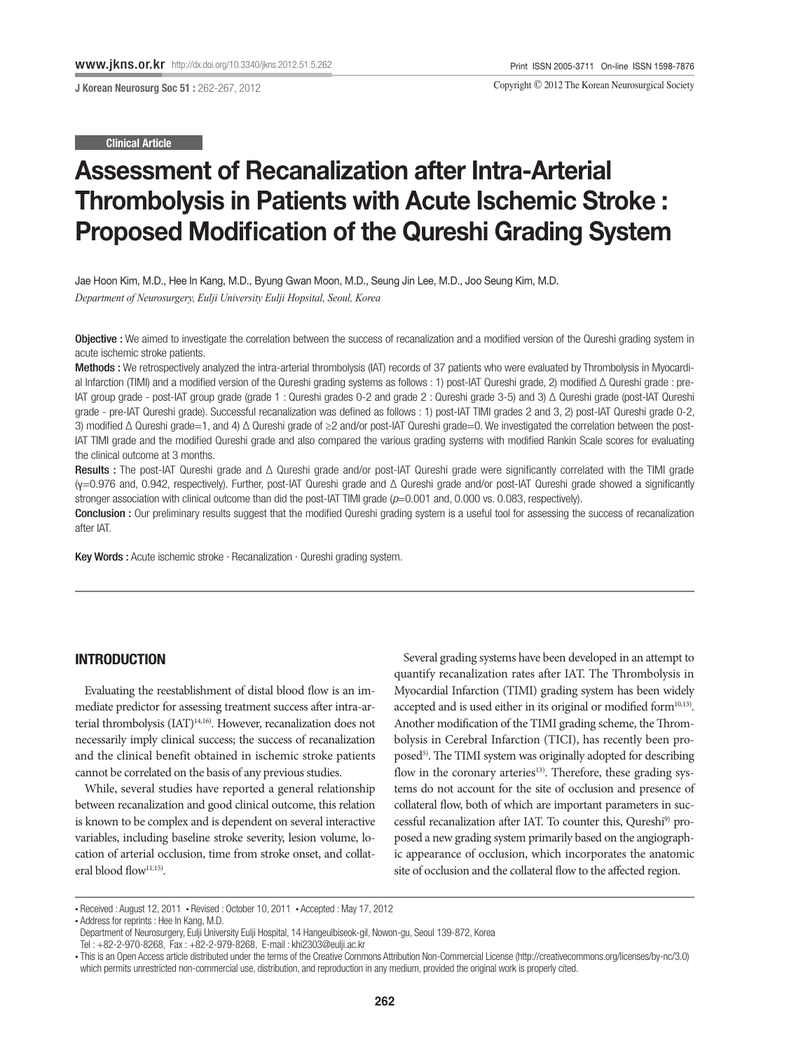Clinical Article

# Assessment of Recanalization after Intra-Arterial Thrombolysis in Patients with Acute Ischemic Stroke : Proposed Modification of the Qureshi Grading System

Jae Hoon Kim, M.D., Hee In Kang, M.D., Byung Gwan Moon, M.D., Seung Jin Lee, M.D., Joo Seung Kim, M.D.

*Department of Neurosurgery, Eulji University Eulji Hopsital, Seoul, Korea*

**Objective :** We aimed to investigate the correlation between the success of recanalization and a modified version of the Qureshi grading system in acute ischemic stroke patients.

**Methods :** We retrospectively analyzed the intra-arterial thrombolysis (IAT) records of 37 patients who were evaluated by Thrombolysis in Myocardial Infarction (TIMI) and a modified version of the Qureshi grading systems as follows : 1) post-IAT Qureshi grade, 2) modified Δ Qureshi grade : pre-IAT group grade - post-IAT group grade (grade 1 : Qureshi grades 0-2 and grade 2 : Qureshi grade 3-5) and 3) Δ Qureshi grade (post-IAT Qureshi grade - pre-IAT Qureshi grade). Successful recanalization was defined as follows : 1) post-IAT TIMI grades 2 and 3, 2) post-IAT Qureshi grade 0-2, 3) modified Δ Qureshi grade=1, and 4) Δ Qureshi grade of ≥2 and/or post-IAT Qureshi grade=0. We investigated the correlation between the post-IAT TIMI grade and the modified Qureshi grade and also compared the various grading systems with modified Rankin Scale scores for evaluating the clinical outcome at 3 months.

**Results :** The post-IAT Qureshi grade and Δ Qureshi grade and/or post-IAT Qureshi grade were significantly correlated with the TIMI grade ($\gamma$=0.976 and, 0.942, respectively). Further, post-IAT Qureshi grade and Δ Qureshi grade and/or post-IAT Qureshi grade showed a significantly stronger association with clinical outcome than did the post-IAT TIMI grade ($p$=0.001 and, 0.000 vs. 0.083, respectively).

**Conclusion :** Our preliminary results suggest that the modified Qureshi grading system is a useful tool for assessing the success of recanalization after IAT.

**Key Words :** Acute ischemic stroke · Recanalization · Qureshi grading system.

## INTRODUCTION

Evaluating the reestablishment of distal blood flow is an immediate predictor for assessing treatment success after intra-arterial thrombolysis (IAT)[14,16]. However, recanalization does not necessarily imply clinical success; the success of recanalization and the clinical benefit obtained in ischemic stroke patients cannot be correlated on the basis of any previous studies.

While, several studies have reported a general relationship between recanalization and good clinical outcome, this relation is known to be complex and is dependent on several interactive variables, including baseline stroke severity, lesion volume, location of arterial occlusion, time from stroke onset, and collateral blood flow[11,15].

Several grading systems have been developed in an attempt to quantify recanalization rates after IAT. The Thrombolysis in Myocardial Infarction (TIMI) grading system has been widely accepted and is used either in its original or modified form[10,13]. Another modification of the TIMI grading scheme, the Thrombolysis in Cerebral Infarction (TICI), has recently been proposed[5]. The TIMI system was originally adopted for describing flow in the coronary arteries[13]. Therefore, these grading systems do not account for the site of occlusion and presence of collateral flow, both of which are important parameters in successful recanalization after IAT. To counter this, Qureshi[9] proposed a new grading system primarily based on the angiographic appearance of occlusion, which incorporates the anatomic site of occlusion and the collateral flow to the affected region.

• Received : August 12, 2011 • Revised : October 10, 2011 • Accepted : May 17, 2012
• Address for reprints : Hee In Kang, M.D.
Department of Neurosurgery, Eulji University Eulji Hospital, 14 Hangeulbiseok-gil, Nowon-gu, Seoul 139-872, Korea
Tel : +82-2-970-8268, Fax : +82-2-979-8268, E-mail : khi2303@eulji.ac.kr
• This is an Open Access article distributed under the terms of the Creative Commons Attribution Non-Commercial License (http://creativecommons.org/licenses/by-nc/3.0) which permits unrestricted non-commercial use, distribution, and reproduction in any medium, provided the original work is properly cited.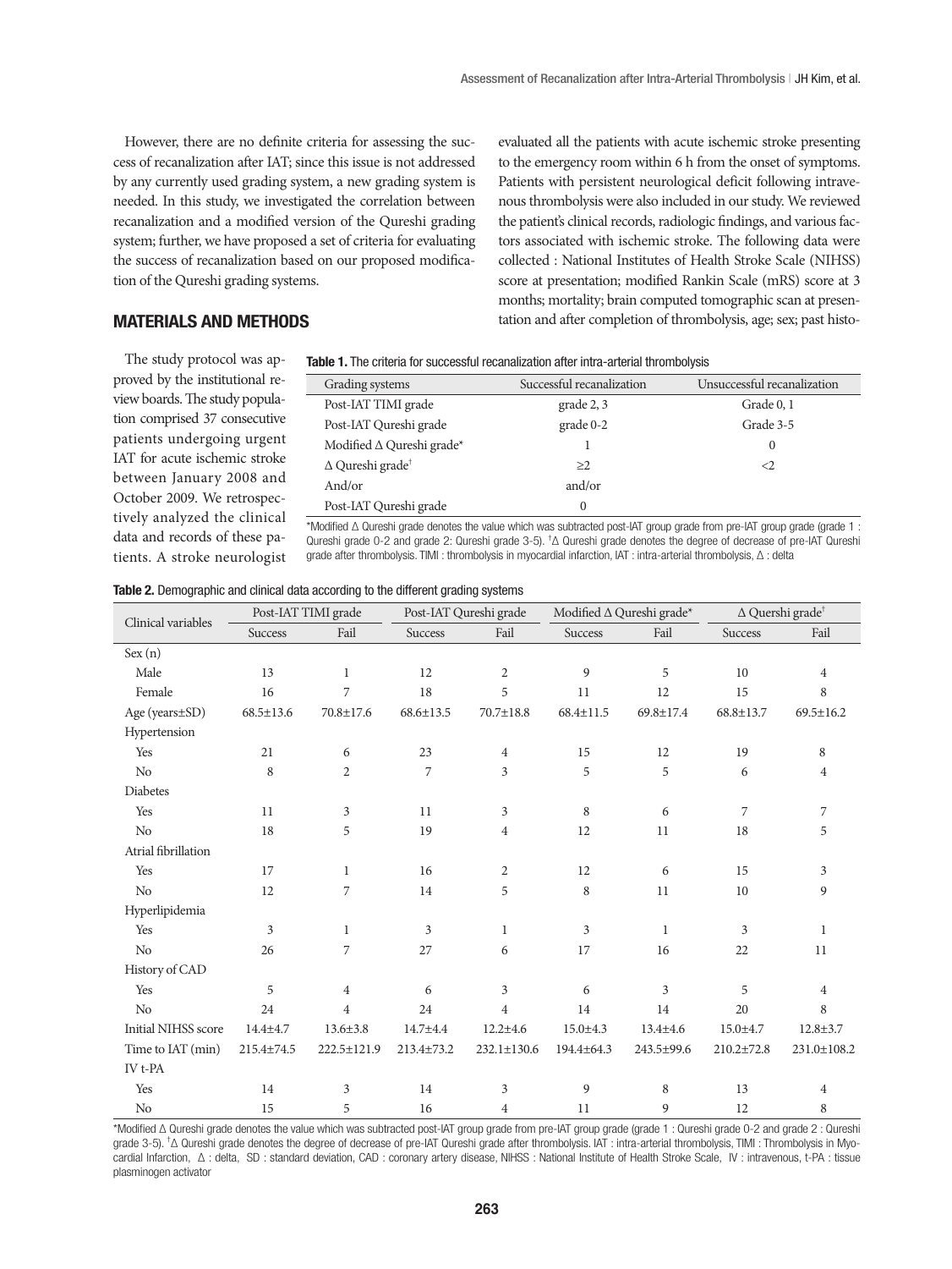However, there are no definite criteria for assessing the success of recanalization after IAT; since this issue is not addressed by any currently used grading system, a new grading system is needed. In this study, we investigated the correlation between recanalization and a modified version of the Qureshi grading system; further, we have proposed a set of criteria for evaluating the success of recanalization based on our proposed modification of the Qureshi grading systems.

## MATERIALS AND METHODS

The study protocol was approved by the institutional review boards. The study population comprised 37 consecutive patients undergoing urgent IAT for acute ischemic stroke between January 2008 and October 2009. We retrospectively analyzed the clinical data and records of these patients. A stroke neurologist evaluated all the patients with acute ischemic stroke presenting to the emergency room within 6 h from the onset of symptoms. Patients with persistent neurological deficit following intravenous thrombolysis were also included in our study. We reviewed the patient's clinical records, radiologic findings, and various factors associated with ischemic stroke. The following data were collected : National Institutes of Health Stroke Scale (NIHSS) score at presentation; modified Rankin Scale (mRS) score at 3 months; mortality; brain computed tomographic scan at presentation and after completion of thrombolysis, age; sex; past histo-

**Table 1.** The criteria for successful recanalization after intra-arterial thrombolysis

| Grading systems | Successful recanalization | Unsuccessful recanalization |
|---|---|---|
| Post-IAT TIMI grade | grade 2, 3 | Grade 0, 1 |
| Post-IAT Qureshi grade | grade 0-2 | Grade 3-5 |
| Modified Δ Qureshi grade* | 1 | 0 |
| Δ Qureshi grade† | ≥2 | <2 |
| And/or | and/or | |
| Post-IAT Qureshi grade | 0 | |

*Modified Δ Qureshi grade denotes the value which was subtracted post-IAT group grade from pre-IAT group grade (grade 1 : Qureshi grade 0-2 and grade 2: Qureshi grade 3-5). †Δ Qureshi grade denotes the degree of decrease of pre-IAT Qureshi grade after thrombolysis. TIMI : thrombolysis in myocardial infarction, IAT : intra-arterial thrombolysis, Δ : delta

**Table 2.** Demographic and clinical data according to the different grading systems

| Clinical variables | Post-IAT TIMI grade | | Post-IAT Qureshi grade | | Modified Δ Qureshi grade* | | Δ Quershi grade† | |
|---|---|---|---|---|---|---|---|---|
| | Success | Fail | Success | Fail | Success | Fail | Success | Fail |
| Sex (n) | | | | | | | | |
| Male | 13 | 1 | 12 | 2 | 9 | 5 | 10 | 4 |
| Female | 16 | 7 | 18 | 5 | 11 | 12 | 15 | 8 |
| Age (years±SD) | 68.5±13.6 | 70.8±17.6 | 68.6±13.5 | 70.7±18.8 | 68.4±11.5 | 69.8±17.4 | 68.8±13.7 | 69.5±16.2 |
| Hypertension | | | | | | | | |
| Yes | 21 | 6 | 23 | 4 | 15 | 12 | 19 | 8 |
| No | 8 | 2 | 7 | 3 | 5 | 5 | 6 | 4 |
| Diabetes | | | | | | | | |
| Yes | 11 | 3 | 11 | 3 | 8 | 6 | 7 | 7 |
| No | 18 | 5 | 19 | 4 | 12 | 11 | 18 | 5 |
| Atrial fibrillation | | | | | | | | |
| Yes | 17 | 1 | 16 | 2 | 12 | 6 | 15 | 3 |
| No | 12 | 7 | 14 | 5 | 8 | 11 | 10 | 9 |
| Hyperlipidemia | | | | | | | | |
| Yes | 3 | 1 | 3 | 1 | 3 | 1 | 3 | 1 |
| No | 26 | 7 | 27 | 6 | 17 | 16 | 22 | 11 |
| History of CAD | | | | | | | | |
| Yes | 5 | 4 | 6 | 3 | 6 | 3 | 5 | 4 |
| No | 24 | 4 | 24 | 4 | 14 | 14 | 20 | 8 |
| Initial NIHSS score | 14.4±4.7 | 13.6±3.8 | 14.7±4.4 | 12.2±4.6 | 15.0±4.3 | 13.4±4.6 | 15.0±4.7 | 12.8±3.7 |
| Time to IAT (min) | 215.4±74.5 | 222.5±121.9 | 213.4±73.2 | 232.1±130.6 | 194.4±64.3 | 243.5±99.6 | 210.2±72.8 | 231.0±108.2 |
| IV t-PA | | | | | | | | |
| Yes | 14 | 3 | 14 | 3 | 9 | 8 | 13 | 4 |
| No | 15 | 5 | 16 | 4 | 11 | 9 | 12 | 8 |

*Modified Δ Qureshi grade denotes the value which was subtracted post-IAT group grade from pre-IAT group grade (grade 1 : Qureshi grade 0-2 and grade 2 : Qureshi grade 3-5). †Δ Qureshi grade denotes the degree of decrease of pre-IAT Qureshi grade after thrombolysis. IAT : intra-arterial thrombolysis, TIMI : Thrombolysis in Myocardial Infarction, Δ : delta, SD : standard deviation, CAD : coronary artery disease, NIHSS : National Institute of Health Stroke Scale, IV : intravenous, t-PA : tissue plasminogen activator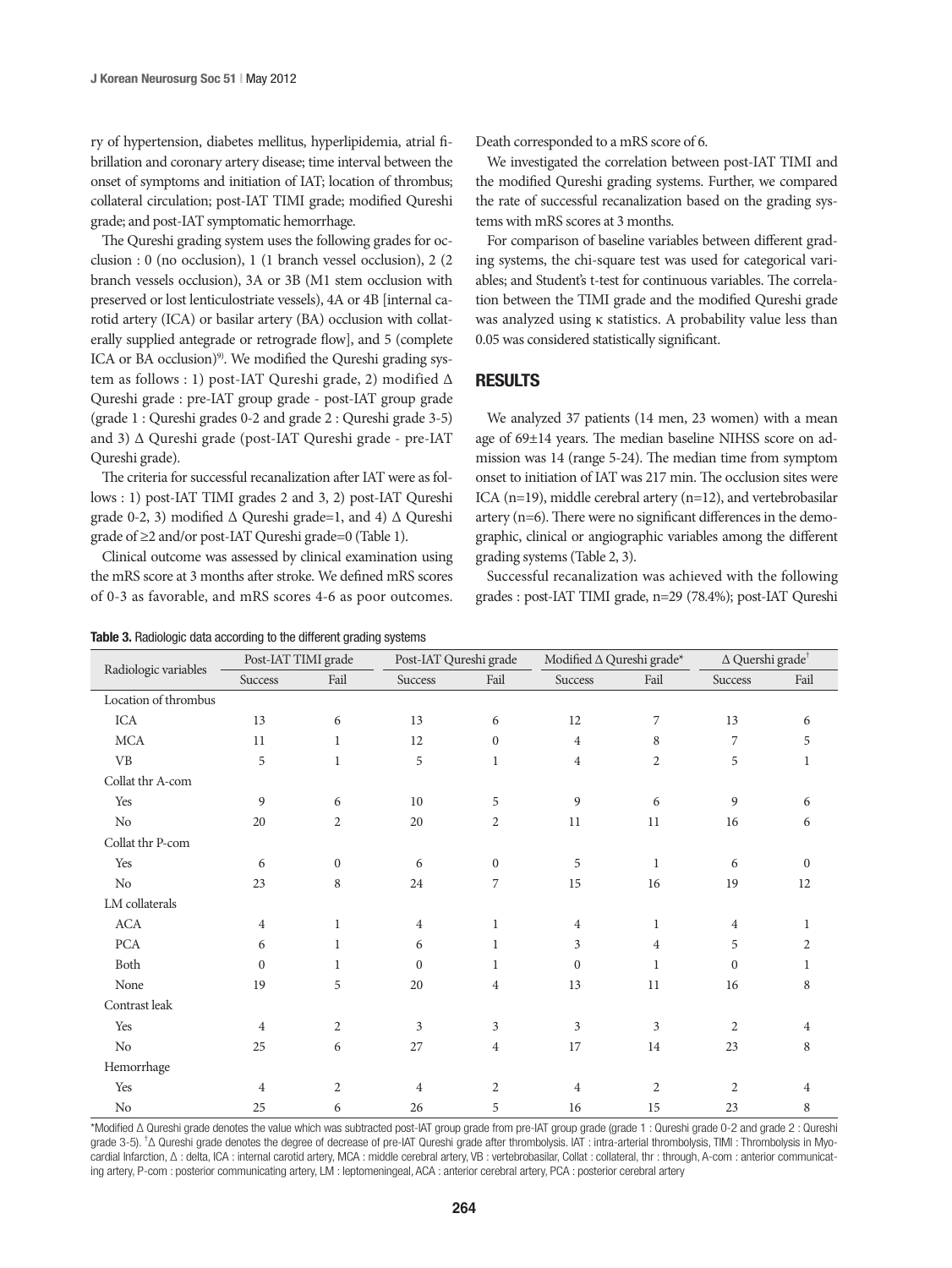ry of hypertension, diabetes mellitus, hyperlipidemia, atrial fibrillation and coronary artery disease; time interval between the onset of symptoms and initiation of IAT; location of thrombus; collateral circulation; post-IAT TIMI grade; modified Qureshi grade; and post-IAT symptomatic hemorrhage.

The Qureshi grading system uses the following grades for occlusion : 0 (no occlusion), 1 (1 branch vessel occlusion), 2 (2 branch vessels occlusion), 3A or 3B (M1 stem occlusion with preserved or lost lenticulostriate vessels), 4A or 4B [internal carotid artery (ICA) or basilar artery (BA) occlusion with collaterally supplied antegrade or retrograde flow], and 5 (complete ICA or BA occlusion)[9]. We modified the Qureshi grading system as follows : 1) post-IAT Qureshi grade, 2) modified Δ Qureshi grade : pre-IAT group grade - post-IAT group grade (grade 1 : Qureshi grades 0-2 and grade 2 : Qureshi grade 3-5) and 3) Δ Qureshi grade (post-IAT Qureshi grade - pre-IAT Qureshi grade).

The criteria for successful recanalization after IAT were as follows : 1) post-IAT TIMI grades 2 and 3, 2) post-IAT Qureshi grade 0-2, 3) modified Δ Qureshi grade=1, and 4) Δ Qureshi grade of ≥2 and/or post-IAT Qureshi grade=0 (Table 1).

Clinical outcome was assessed by clinical examination using the mRS score at 3 months after stroke. We defined mRS scores of 0-3 as favorable, and mRS scores 4-6 as poor outcomes. Death corresponded to a mRS score of 6.

We investigated the correlation between post-IAT TIMI and the modified Qureshi grading systems. Further, we compared the rate of successful recanalization based on the grading systems with mRS scores at 3 months.

For comparison of baseline variables between different grading systems, the chi-square test was used for categorical variables; and Student's t-test for continuous variables. The correlation between the TIMI grade and the modified Qureshi grade was analyzed using κ statistics. A probability value less than 0.05 was considered statistically significant.

## RESULTS

We analyzed 37 patients (14 men, 23 women) with a mean age of 69±14 years. The median baseline NIHSS score on admission was 14 (range 5-24). The median time from symptom onset to initiation of IAT was 217 min. The occlusion sites were ICA (n=19), middle cerebral artery (n=12), and vertebrobasilar artery (n=6). There were no significant differences in the demographic, clinical or angiographic variables among the different grading systems (Table 2, 3).

Successful recanalization was achieved with the following grades : post-IAT TIMI grade, n=29 (78.4%); post-IAT Qureshi

**Table 3.** Radiologic data according to the different grading systems

| Radiologic variables | Post-IAT TIMI grade | | Post-IAT Qureshi grade | | Modified Δ Qureshi grade* | | Δ Quershi grade† | |
|---|---|---|---|---|---|---|---|---|
| | Success | Fail | Success | Fail | Success | Fail | Success | Fail |
| Location of thrombus | | | | | | | | |
| ICA | 13 | 6 | 13 | 6 | 12 | 7 | 13 | 6 |
| MCA | 11 | 1 | 12 | 0 | 4 | 8 | 7 | 5 |
| VB | 5 | 1 | 5 | 1 | 4 | 2 | 5 | 1 |
| Collat thr A-com | | | | | | | | |
| Yes | 9 | 6 | 10 | 5 | 9 | 6 | 9 | 6 |
| No | 20 | 2 | 20 | 2 | 11 | 11 | 16 | 6 |
| Collat thr P-com | | | | | | | | |
| Yes | 6 | 0 | 6 | 0 | 5 | 1 | 6 | 0 |
| No | 23 | 8 | 24 | 7 | 15 | 16 | 19 | 12 |
| LM collaterals | | | | | | | | |
| ACA | 4 | 1 | 4 | 1 | 4 | 1 | 4 | 1 |
| PCA | 6 | 1 | 6 | 1 | 3 | 4 | 5 | 2 |
| Both | 0 | 1 | 0 | 1 | 0 | 1 | 0 | 1 |
| None | 19 | 5 | 20 | 4 | 13 | 11 | 16 | 8 |
| Contrast leak | | | | | | | | |
| Yes | 4 | 2 | 3 | 3 | 3 | 3 | 2 | 4 |
| No | 25 | 6 | 27 | 4 | 17 | 14 | 23 | 8 |
| Hemorrhage | | | | | | | | |
| Yes | 4 | 2 | 4 | 2 | 4 | 2 | 2 | 4 |
| No | 25 | 6 | 26 | 5 | 16 | 15 | 23 | 8 |

*Modified Δ Qureshi grade denotes the value which was subtracted post-IAT group grade from pre-IAT group grade (grade 1 : Qureshi grade 0-2 and grade 2 : Qureshi grade 3-5). †Δ Qureshi grade denotes the degree of decrease of pre-IAT Qureshi grade after thrombolysis. IAT : intra-arterial thrombolysis, TIMI : Thrombolysis in Myocardial Infarction, Δ : delta, ICA : internal carotid artery, MCA : middle cerebral artery, VB : vertebrobasilar, Collat : collateral, thr : through, A-com : anterior communicating artery, P-com : posterior communicating artery, LM : leptomeningeal, ACA : anterior cerebral artery, PCA : posterior cerebral artery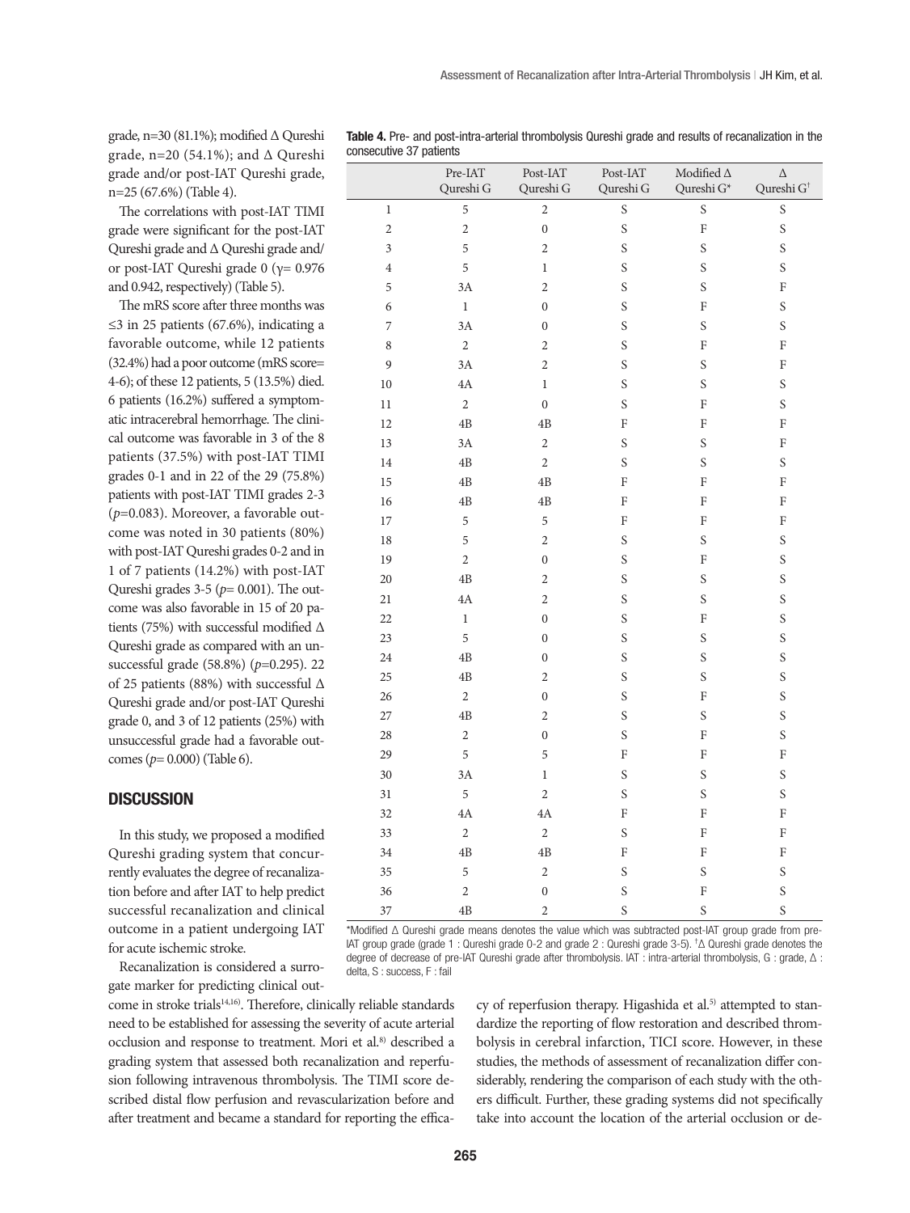grade, n=30 (81.1%); modified Δ Qureshi grade, n=20 (54.1%); and Δ Qureshi grade and/or post-IAT Qureshi grade, n=25 (67.6%) (Table 4).

The correlations with post-IAT TIMI grade were significant for the post-IAT Qureshi grade and Δ Qureshi grade and/or post-IAT Qureshi grade 0 (γ= 0.976 and 0.942, respectively) (Table 5).

The mRS score after three months was ≤3 in 25 patients (67.6%), indicating a favorable outcome, while 12 patients (32.4%) had a poor outcome (mRS score= 4-6); of these 12 patients, 5 (13.5%) died. 6 patients (16.2%) suffered a symptomatic intracerebral hemorrhage. The clinical outcome was favorable in 3 of the 8 patients (37.5%) with post-IAT TIMI grades 0-1 and in 22 of the 29 (75.8%) patients with post-IAT TIMI grades 2-3 ($p$=0.083). Moreover, a favorable outcome was noted in 30 patients (80%) with post-IAT Qureshi grades 0-2 and in 1 of 7 patients (14.2%) with post-IAT Qureshi grades 3-5 ($p$= 0.001). The outcome was also favorable in 15 of 20 patients (75%) with successful modified Δ Qureshi grade as compared with an unsuccessful grade (58.8%) ($p$=0.295). 22 of 25 patients (88%) with successful Δ Qureshi grade and/or post-IAT Qureshi grade 0, and 3 of 12 patients (25%) with unsuccessful grade had a favorable outcomes ($p$= 0.000) (Table 6).

**Table 4.** Pre- and post-intra-arterial thrombolysis Qureshi grade and results of recanalization in the consecutive 37 patients

| | Pre-IAT Qureshi G | Post-IAT Qureshi G | Post-IAT Qureshi G | Modified Δ Qureshi G* | Δ Qureshi G† |
|---|---|---|---|---|---|
| 1 | 5 | 2 | S | S | S |
| 2 | 2 | 0 | S | F | S |
| 3 | 5 | 2 | S | S | S |
| 4 | 5 | 1 | S | S | S |
| 5 | 3A | 2 | S | S | F |
| 6 | 1 | 0 | S | F | S |
| 7 | 3A | 0 | S | S | S |
| 8 | 2 | 2 | S | F | F |
| 9 | 3A | 2 | S | S | F |
| 10 | 4A | 1 | S | S | S |
| 11 | 2 | 0 | S | F | S |
| 12 | 4B | 4B | F | F | F |
| 13 | 3A | 2 | S | S | F |
| 14 | 4B | 2 | S | S | S |
| 15 | 4B | 4B | F | F | F |
| 16 | 4B | 4B | F | F | F |
| 17 | 5 | 5 | F | F | F |
| 18 | 5 | 2 | S | S | S |
| 19 | 2 | 0 | S | F | S |
| 20 | 4B | 2 | S | S | S |
| 21 | 4A | 2 | S | S | S |
| 22 | 1 | 0 | S | F | S |
| 23 | 5 | 0 | S | S | S |
| 24 | 4B | 0 | S | S | S |
| 25 | 4B | 2 | S | S | S |
| 26 | 2 | 0 | S | F | S |
| 27 | 4B | 2 | S | S | S |
| 28 | 2 | 0 | S | F | S |
| 29 | 5 | 5 | F | F | F |
| 30 | 3A | 1 | S | S | S |
| 31 | 5 | 2 | S | S | S |
| 32 | 4A | 4A | F | F | F |
| 33 | 2 | 2 | S | F | F |
| 34 | 4B | 4B | F | F | F |
| 35 | 5 | 2 | S | S | S |
| 36 | 2 | 0 | S | F | S |
| 37 | 4B | 2 | S | S | S |

*Modified Δ Qureshi grade means denotes the value which was subtracted post-IAT group grade from pre-IAT group grade (grade 1 : Qureshi grade 0-2 and grade 2 : Qureshi grade 3-5). †Δ Qureshi grade denotes the degree of decrease of pre-IAT Qureshi grade after thrombolysis. IAT : intra-arterial thrombolysis, G : grade, Δ : delta, S : success, F : fail

## DISCUSSION

In this study, we proposed a modified Qureshi grading system that concurrently evaluates the degree of recanalization before and after IAT to help predict successful recanalization and clinical outcome in a patient undergoing IAT for acute ischemic stroke.

Recanalization is considered a surrogate marker for predicting clinical outcome in stroke trials[14,16]. Therefore, clinically reliable standards need to be established for assessing the severity of acute arterial occlusion and response to treatment. Mori et al.[8] described a grading system that assessed both recanalization and reperfusion following intravenous thrombolysis. The TIMI score described distal flow perfusion and revascularization before and after treatment and became a standard for reporting the efficacy of reperfusion therapy. Higashida et al.[5] attempted to standardize the reporting of flow restoration and described thrombolysis in cerebral infarction, TICI score. However, in these studies, the methods of assessment of recanalization differ considerably, rendering the comparison of each study with the others difficult. Further, these grading systems did not specifically take into account the location of the arterial occlusion or de-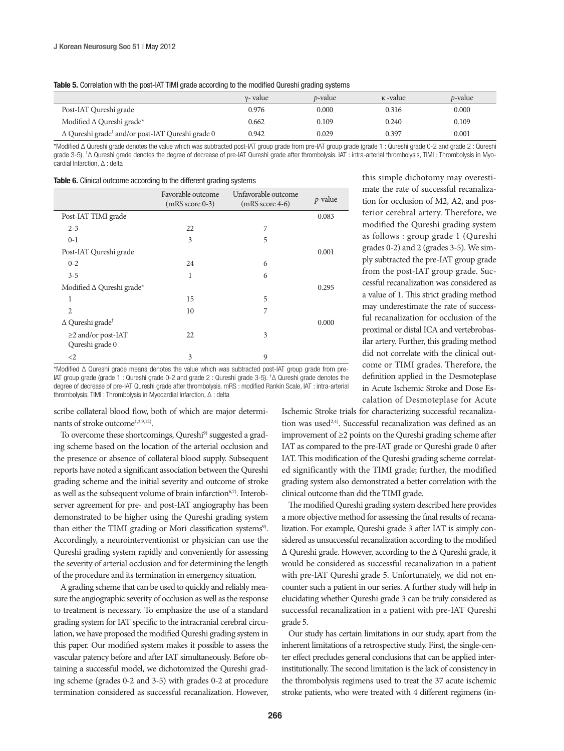**Table 5.** Correlation with the post-IAT TIMI grade according to the modified Qureshi grading systems

| | γ- value | *p*-value | κ -value | *p*-value |
|---|---|---|---|---|
| Post-IAT Qureshi grade | 0.976 | 0.000 | 0.316 | 0.000 |
| Modified Δ Qureshi grade* | 0.662 | 0.109 | 0.240 | 0.109 |
| Δ Qureshi grade† and/or post-IAT Qureshi grade 0 | 0.942 | 0.029 | 0.397 | 0.001 |

*Modified Δ Qureshi grade denotes the value which was subtracted post-IAT group grade from pre-IAT group grade (grade 1 : Qureshi grade 0-2 and grade 2 : Qureshi grade 3-5). †Δ Qureshi grade denotes the degree of decrease of pre-IAT Qureshi grade after thrombolysis. IAT : intra-arterial thrombolysis, TIMI : Thrombolysis in Myocardial Infarction, Δ : delta

**Table 6.** Clinical outcome according to the different grading systems

| | Favorable outcome (mRS score 0-3) | Unfavorable outcome (mRS score 4-6) | *p*-value |
|---|---|---|---|
| Post-IAT TIMI grade | | | 0.083 |
| 2-3 | 22 | 7 | |
| 0-1 | 3 | 5 | |
| Post-IAT Qureshi grade | | | 0.001 |
| 0-2 | 24 | 6 | |
| 3-5 | 1 | 6 | |
| Modified Δ Qureshi grade* | | | 0.295 |
| 1 | 15 | 5 | |
| 2 | 10 | 7 | |
| Δ Qureshi grade† | | | 0.000 |
| ≥2 and/or post-IAT Qureshi grade 0 | 22 | 3 | |
| <2 | 3 | 9 | |

*Modified Δ Qureshi grade means denotes the value which was subtracted post-IAT group grade from pre-IAT group grade (grade 1 : Qureshi grade 0-2 and grade 2 : Qureshi grade 3-5). †Δ Qureshi grade denotes the degree of decrease of pre-IAT Qureshi grade after thrombolysis. mRS : modified Rankin Scale, IAT : intra-arterial thrombolysis, TIMI : Thrombolysis in Myocardial Infarction, Δ : delta

scribe collateral blood flow, both of which are major determinants of stroke outcome[1,3,9,12].

To overcome these shortcomings, Qureshi[9] suggested a grading scheme based on the location of the arterial occlusion and the presence or absence of collateral blood supply. Subsequent reports have noted a significant association between the Qureshi grading scheme and the initial severity and outcome of stroke as well as the subsequent volume of brain infarction[6,7]. Interobserver agreement for pre- and post-IAT angiography has been demonstrated to be higher using the Qureshi grading system than either the TIMI grading or Mori classification systems[9]. Accordingly, a neurointerventionist or physician can use the Qureshi grading system rapidly and conveniently for assessing the severity of arterial occlusion and for determining the length of the procedure and its termination in emergency situation.

A grading scheme that can be used to quickly and reliably measure the angiographic severity of occlusion as well as the response to treatment is necessary. To emphasize the use of a standard grading system for IAT specific to the intracranial cerebral circulation, we have proposed the modified Qureshi grading system in this paper. Our modified system makes it possible to assess the vascular patency before and after IAT simultaneously. Before obtaining a successful model, we dichotomized the Qureshi grading scheme (grades 0-2 and 3-5) with grades 0-2 at procedure termination considered as successful recanalization. However, this simple dichotomy may overestimate the rate of successful recanalization for occlusion of M2, A2, and posterior cerebral artery. Therefore, we modified the Qureshi grading system as follows : group grade 1 (Qureshi grades 0-2) and 2 (grades 3-5). We simply subtracted the pre-IAT group grade from the post-IAT group grade. Successful recanalization was considered as a value of 1. This strict grading method may underestimate the rate of successful recanalization for occlusion of the proximal or distal ICA and vertebrobasilar artery. Further, this grading method did not correlate with the clinical outcome or TIMI grades. Therefore, the definition applied in the Desmoteplase in Acute Ischemic Stroke and Dose Escalation of Desmoteplase for Acute Ischemic Stroke trials for characterizing successful recanalization was used[2,4]. Successful recanalization was defined as an improvement of ≥2 points on the Qureshi grading scheme after IAT as compared to the pre-IAT grade or Qureshi grade 0 after IAT. This modification of the Qureshi grading scheme correlated significantly with the TIMI grade; further, the modified grading system also demonstrated a better correlation with the clinical outcome than did the TIMI grade.

The modified Qureshi grading system described here provides a more objective method for assessing the final results of recanalization. For example, Qureshi grade 3 after IAT is simply considered as unsuccessful recanalization according to the modified Δ Qureshi grade. However, according to the Δ Qureshi grade, it would be considered as successful recanalization in a patient with pre-IAT Qureshi grade 5. Unfortunately, we did not encounter such a patient in our series. A further study will help in elucidating whether Qureshi grade 3 can be truly considered as successful recanalization in a patient with pre-IAT Qureshi grade 5.

Our study has certain limitations in our study, apart from the inherent limitations of a retrospective study. First, the single-center effect precludes general conclusions that can be applied inter-institutionally. The second limitation is the lack of consistency in the thrombolysis regimens used to treat the 37 acute ischemic stroke patients, who were treated with 4 different regimens (in-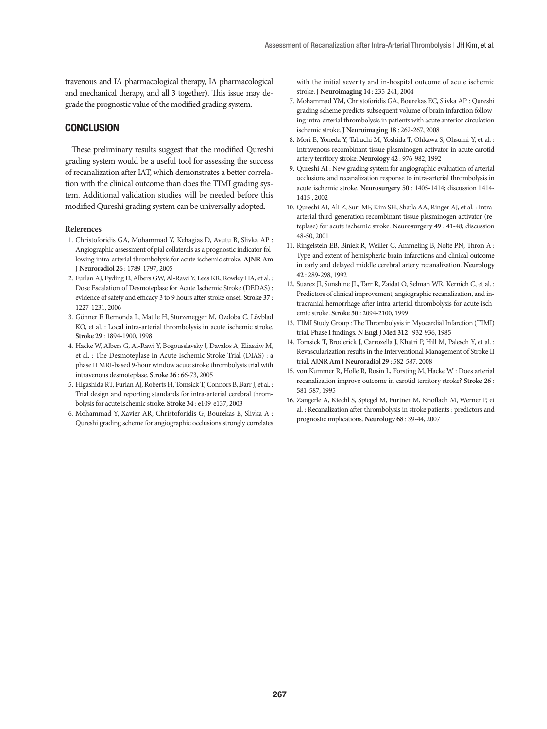travenous and IA pharmacological therapy, IA pharmacological and mechanical therapy, and all 3 together). This issue may degrade the prognostic value of the modified grading system.

## CONCLUSION

These preliminary results suggest that the modified Qureshi grading system would be a useful tool for assessing the success of recanalization after IAT, which demonstrates a better correlation with the clinical outcome than does the TIMI grading system. Additional validation studies will be needed before this modified Qureshi grading system can be universally adopted.

### References

1. Christoforidis GA, Mohammad Y, Kehagias D, Avutu B, Slivka AP : Angiographic assessment of pial collaterals as a prognostic indicator following intra-arterial thrombolysis for acute ischemic stroke. **AJNR Am J Neuroradiol 26** : 1789-1797, 2005
2. Furlan AJ, Eyding D, Albers GW, Al-Rawi Y, Lees KR, Rowley HA, et al. : Dose Escalation of Desmoteplase for Acute Ischemic Stroke (DEDAS) : evidence of safety and efficacy 3 to 9 hours after stroke onset. **Stroke 37** : 1227-1231, 2006
3. Gönner F, Remonda L, Mattle H, Sturzenegger M, Ozdoba C, Lövblad KO, et al. : Local intra-arterial thrombolysis in acute ischemic stroke. **Stroke 29** : 1894-1900, 1998
4. Hacke W, Albers G, Al-Rawi Y, Bogousslavsky J, Davalos A, Eliasziw M, et al. : The Desmoteplase in Acute Ischemic Stroke Trial (DIAS) : a phase II MRI-based 9-hour window acute stroke thrombolysis trial with intravenous desmoteplase. **Stroke 36** : 66-73, 2005
5. Higashida RT, Furlan AJ, Roberts H, Tomsick T, Connors B, Barr J, et al. : Trial design and reporting standards for intra-arterial cerebral thrombolysis for acute ischemic stroke. **Stroke 34** : e109-e137, 2003
6. Mohammad Y, Xavier AR, Christoforidis G, Bourekas E, Slivka A : Qureshi grading scheme for angiographic occlusions strongly correlates with the initial severity and in-hospital outcome of acute ischemic stroke. **J Neuroimaging 14** : 235-241, 2004
7. Mohammad YM, Christoforidis GA, Bourekas EC, Slivka AP : Qureshi grading scheme predicts subsequent volume of brain infarction following intra-arterial thrombolysis in patients with acute anterior circulation ischemic stroke. **J Neuroimaging 18** : 262-267, 2008
8. Mori E, Yoneda Y, Tabuchi M, Yoshida T, Ohkawa S, Ohsumi Y, et al. : Intravenous recombinant tissue plasminogen activator in acute carotid artery territory stroke. **Neurology 42** : 976-982, 1992
9. Qureshi AI : New grading system for angiographic evaluation of arterial occlusions and recanalization response to intra-arterial thrombolysis in acute ischemic stroke. **Neurosurgery 50** : 1405-1414; discussion 1414-1415 , 2002
10. Qureshi AI, Ali Z, Suri MF, Kim SH, Shatla AA, Ringer AJ, et al. : Intra-arterial third-generation recombinant tissue plasminogen activator (reteplase) for acute ischemic stroke. **Neurosurgery 49** : 41-48; discussion 48-50, 2001
11. Ringelstein EB, Biniek R, Weiller C, Ammeling B, Nolte PN, Thron A : Type and extent of hemispheric brain infarctions and clinical outcome in early and delayed middle cerebral artery recanalization. **Neurology 42** : 289-298, 1992
12. Suarez JI, Sunshine JL, Tarr R, Zaidat O, Selman WR, Kernich C, et al. : Predictors of clinical improvement, angiographic recanalization, and intracranial hemorrhage after intra-arterial thrombolysis for acute ischemic stroke. **Stroke 30** : 2094-2100, 1999
13. TIMI Study Group : The Thrombolysis in Myocardial Infarction (TIMI) trial. Phase I findings. **N Engl J Med 312** : 932-936, 1985
14. Tomsick T, Broderick J, Carrozella J, Khatri P, Hill M, Palesch Y, et al. : Revascularization results in the Interventional Management of Stroke II trial. **AJNR Am J Neuroradiol 29** : 582-587, 2008
15. von Kummer R, Holle R, Rosin L, Forsting M, Hacke W : Does arterial recanalization improve outcome in carotid territory stroke? **Stroke 26** : 581-587, 1995
16. Zangerle A, Kiechl S, Spiegel M, Furtner M, Knoflach M, Werner P, et al. : Recanalization after thrombolysis in stroke patients : predictors and prognostic implications. **Neurology 68** : 39-44, 2007